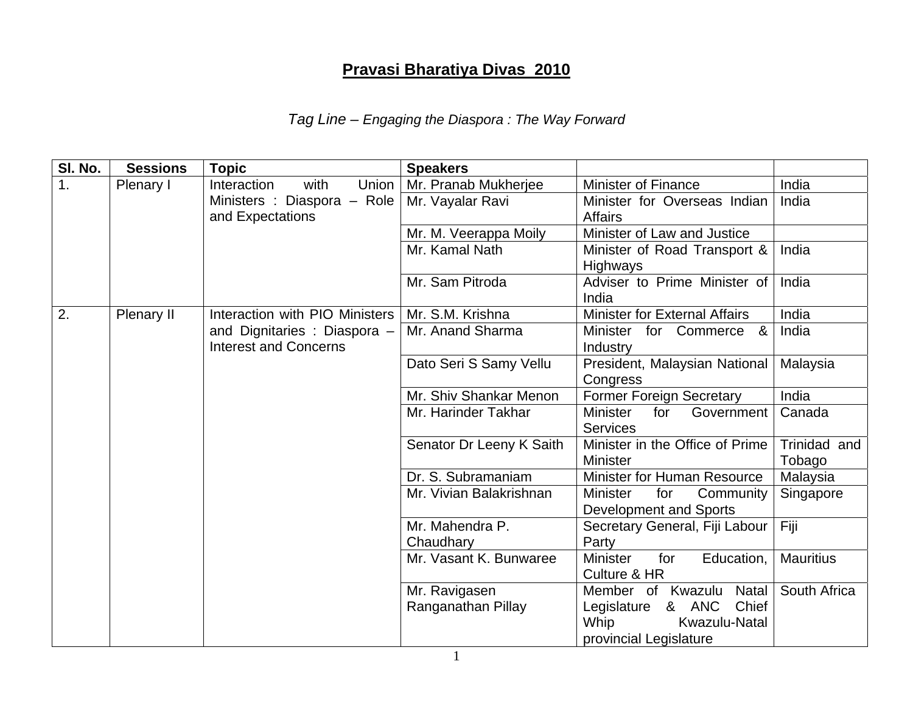# Pravasi Bharatiya Divas 2010

*Tag Line – Engaging the Diaspora : The Way Forward*

| Sl. No. | Sessions | Topic | Speakers | | |
|---|---|---|---|---|---|
| 1. | Plenary I | Interaction with Union Ministers : Diaspora – Role and Expectations | Mr. Pranab Mukherjee | Minister of Finance | India |
| | | | Mr. Vayalar Ravi | Minister for Overseas Indian Affairs | India |
| | | | Mr. M. Veerappa Moily | Minister of Law and Justice | |
| | | | Mr. Kamal Nath | Minister of Road Transport & Highways | India |
| | | | Mr. Sam Pitroda | Adviser to Prime Minister of India | India |
| 2. | Plenary II | Interaction with PIO Ministers and Dignitaries : Diaspora – Interest and Concerns | Mr. S.M. Krishna | Minister for External Affairs | India |
| | | | Mr. Anand Sharma | Minister for Commerce & Industry | India |
| | | | Dato Seri S Samy Vellu | President, Malaysian National Congress | Malaysia |
| | | | Mr. Shiv Shankar Menon | Former Foreign Secretary | India |
| | | | Mr. Harinder Takhar | Minister for Government Services | Canada |
| | | | Senator Dr Leeny K Saith | Minister in the Office of Prime Minister | Trinidad and Tobago |
| | | | Dr. S. Subramaniam | Minister for Human Resource | Malaysia |
| | | | Mr. Vivian Balakrishnan | Minister for Community Development and Sports | Singapore |
| | | | Mr. Mahendra P. Chaudhary | Secretary General, Fiji Labour Party | Fiji |
| | | | Mr. Vasant K. Bunwaree | Minister for Education, Culture & HR | Mauritius |
| | | | Mr. Ravigasen Ranganathan Pillay | Member of Kwazulu Natal Legislature & ANC Chief Whip Kwazulu-Natal provincial Legislature | South Africa |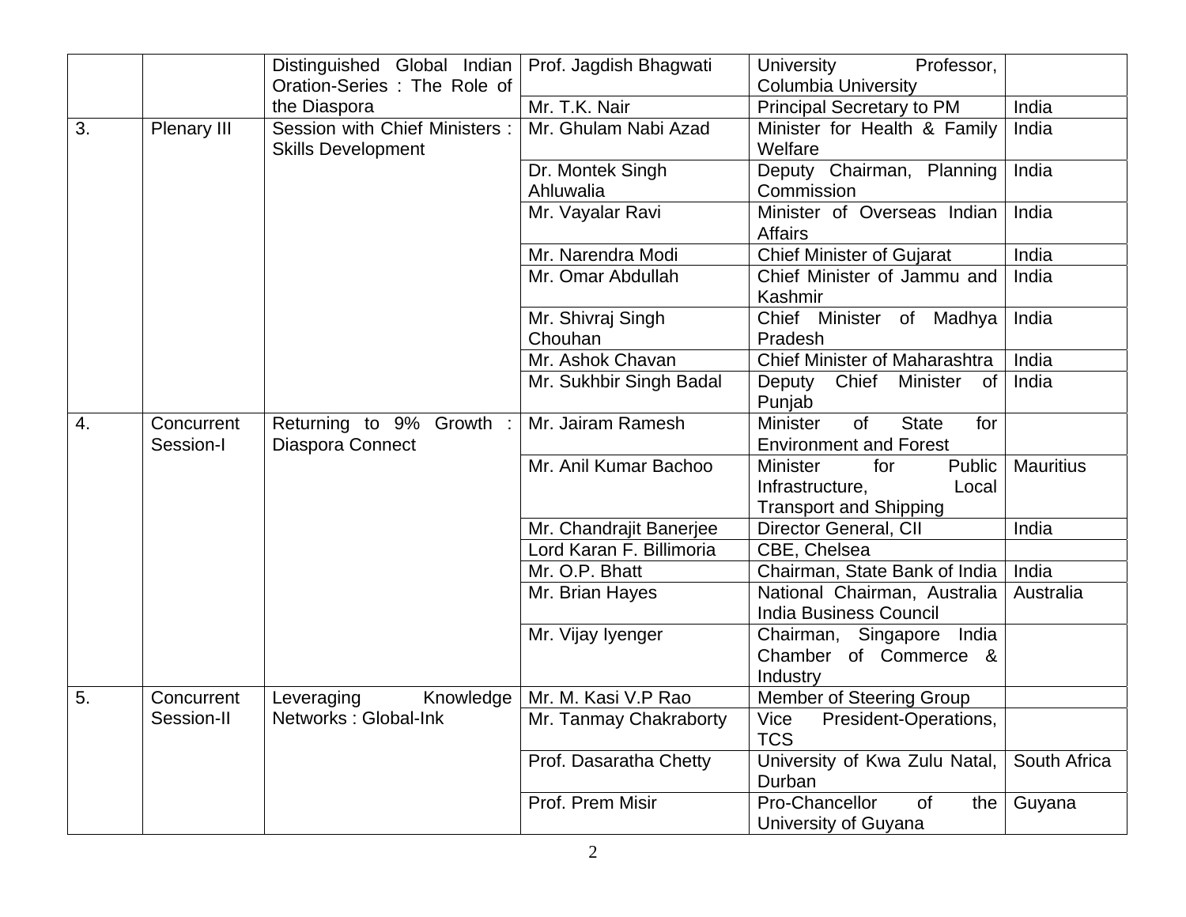| | | | | | |
|---|---|---|---|---|---|
| | | Distinguished Global Indian Oration-Series : The Role of the Diaspora | Prof. Jagdish Bhagwati | University Professor, Columbia University | |
| | | | Mr. T.K. Nair | Principal Secretary to PM | India |
| 3. | Plenary III | Session with Chief Ministers : Skills Development | Mr. Ghulam Nabi Azad | Minister for Health & Family Welfare | India |
| | | | Dr. Montek Singh Ahluwalia | Deputy Chairman, Planning Commission | India |
| | | | Mr. Vayalar Ravi | Minister of Overseas Indian Affairs | India |
| | | | Mr. Narendra Modi | Chief Minister of Gujarat | India |
| | | | Mr. Omar Abdullah | Chief Minister of Jammu and Kashmir | India |
| | | | Mr. Shivraj Singh Chouhan | Chief Minister of Madhya Pradesh | India |
| | | | Mr. Ashok Chavan | Chief Minister of Maharashtra | India |
| | | | Mr. Sukhbir Singh Badal | Deputy Chief Minister of Punjab | India |
| 4. | Concurrent Session-I | Returning to 9% Growth : Diaspora Connect | Mr. Jairam Ramesh | Minister of State for Environment and Forest | |
| | | | Mr. Anil Kumar Bachoo | Minister for Public Infrastructure, Local Transport and Shipping | Mauritius |
| | | | Mr. Chandrajit Banerjee | Director General, CII | India |
| | | | Lord Karan F. Billimoria | CBE, Chelsea | |
| | | | Mr. O.P. Bhatt | Chairman, State Bank of India | India |
| | | | Mr. Brian Hayes | National Chairman, Australia India Business Council | Australia |
| | | | Mr. Vijay Iyenger | Chairman, Singapore India Chamber of Commerce & Industry | |
| 5. | Concurrent Session-II | Leveraging Knowledge Networks : Global-Ink | Mr. M. Kasi V.P Rao | Member of Steering Group | |
| | | | Mr. Tanmay Chakraborty | Vice President-Operations, TCS | |
| | | | Prof. Dasaratha Chetty | University of Kwa Zulu Natal, Durban | South Africa |
| | | | Prof. Prem Misir | Pro-Chancellor of the University of Guyana | Guyana |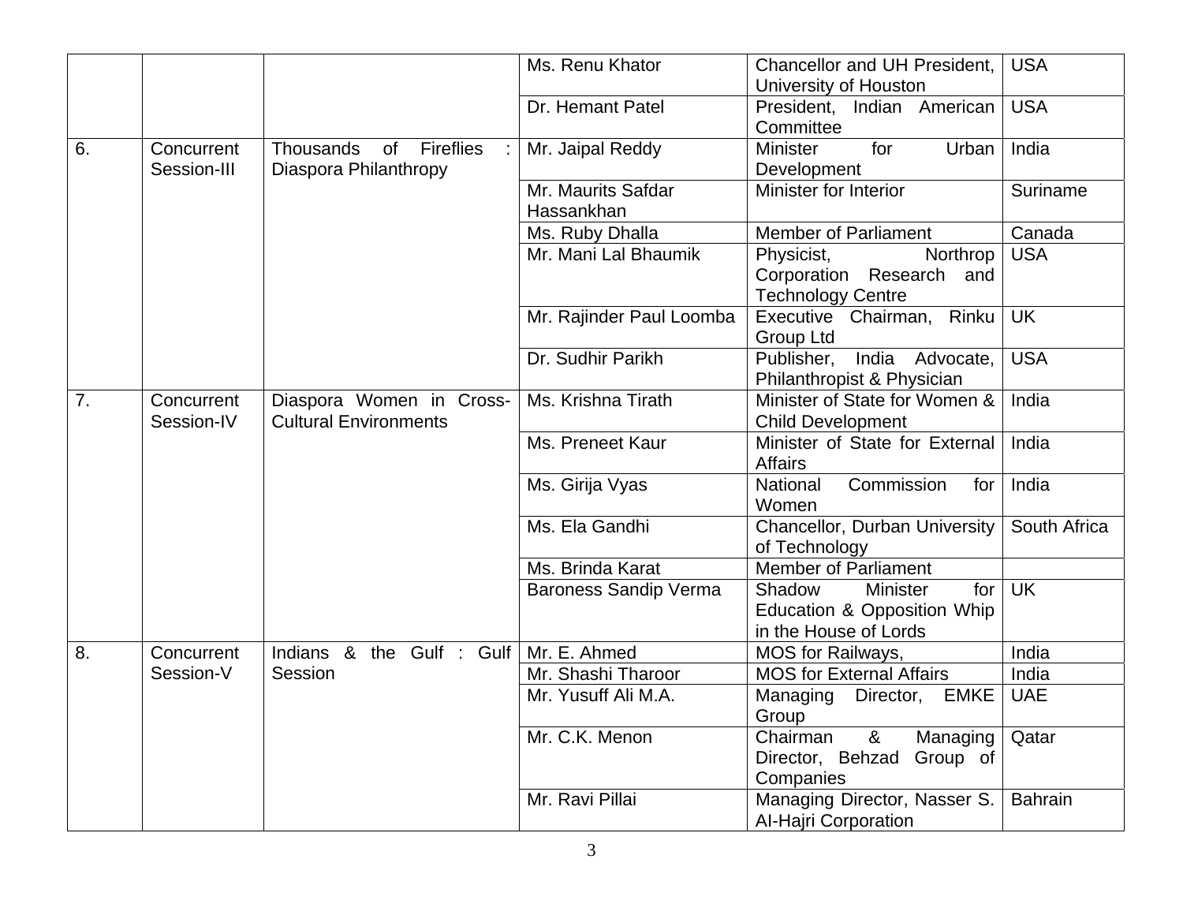| | | | Ms. Renu Khator | Chancellor and UH President, University of Houston | USA |
|---|---|---|---|---|---|
| | | | Dr. Hemant Patel | President, Indian American Committee | USA |
| 6. | Concurrent Session-III | Thousands of Fireflies : Diaspora Philanthropy | Mr. Jaipal Reddy | Minister for Urban Development | India |
| | | | Mr. Maurits Safdar Hassankhan | Minister for Interior | Suriname |
| | | | Ms. Ruby Dhalla | Member of Parliament | Canada |
| | | | Mr. Mani Lal Bhaumik | Physicist, Northrop Corporation Research and Technology Centre | USA |
| | | | Mr. Rajinder Paul Loomba | Executive Chairman, Rinku Group Ltd | UK |
| | | | Dr. Sudhir Parikh | Publisher, India Advocate, Philanthropist & Physician | USA |
| 7. | Concurrent Session-IV | Diaspora Women in Cross-Cultural Environments | Ms. Krishna Tirath | Minister of State for Women & Child Development | India |
| | | | Ms. Preneet Kaur | Minister of State for External Affairs | India |
| | | | Ms. Girija Vyas | National Commission for Women | India |
| | | | Ms. Ela Gandhi | Chancellor, Durban University of Technology | South Africa |
| | | | Ms. Brinda Karat | Member of Parliament | |
| | | | Baroness Sandip Verma | Shadow Minister for Education & Opposition Whip in the House of Lords | UK |
| 8. | Concurrent Session-V | Indians & the Gulf : Gulf Session | Mr. E. Ahmed | MOS for Railways, | India |
| | | | Mr. Shashi Tharoor | MOS for External Affairs | India |
| | | | Mr. Yusuff Ali M.A. | Managing Director, EMKE Group | UAE |
| | | | Mr. C.K. Menon | Chairman & Managing Director, Behzad Group of Companies | Qatar |
| | | | Mr. Ravi Pillai | Managing Director, Nasser S. Al-Hajri Corporation | Bahrain |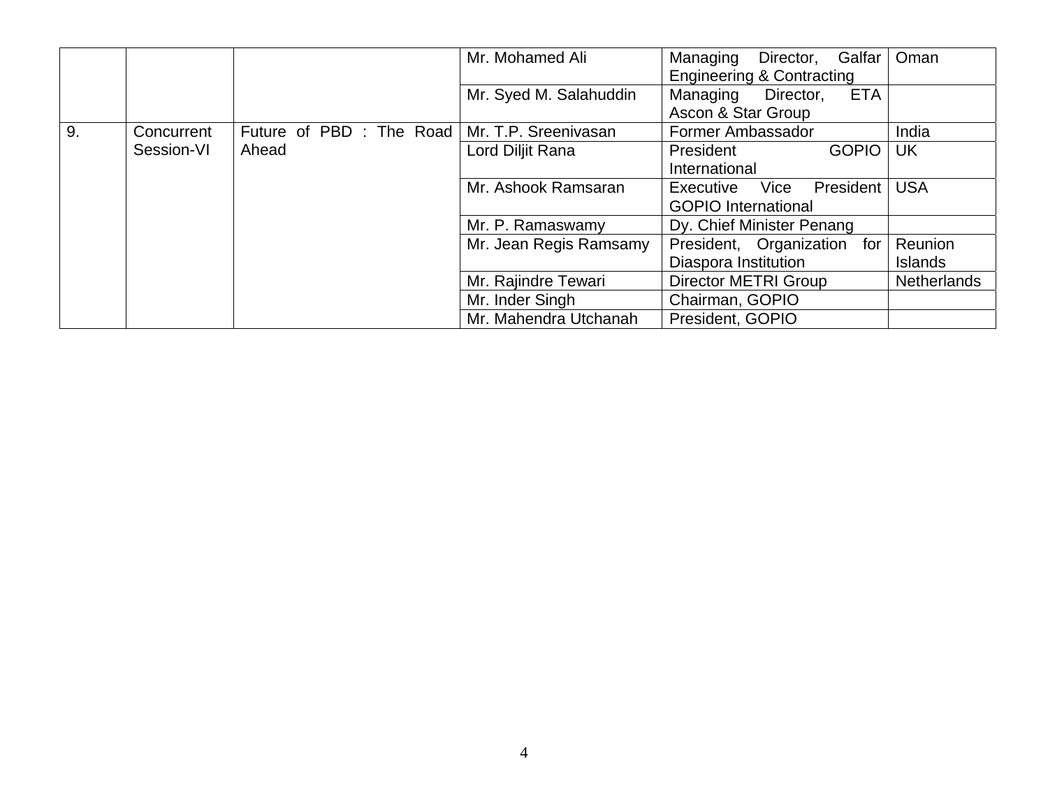| | | | | | |
|---|---|---|---|---|---|
| | | | Mr. Mohamed Ali | Managing Director, Galfar Engineering & Contracting | Oman |
| | | | Mr. Syed M. Salahuddin | Managing Director, ETA Ascon & Star Group | |
| 9. | Concurrent Session-VI | Future of PBD : The Road Ahead | Mr. T.P. Sreenivasan | Former Ambassador | India |
| | | | Lord Diljit Rana | President GOPIO International | UK |
| | | | Mr. Ashook Ramsaran | Executive Vice President GOPIO International | USA |
| | | | Mr. P. Ramaswamy | Dy. Chief Minister Penang | |
| | | | Mr. Jean Regis Ramsamy | President, Organization for Diaspora Institution | Reunion Islands |
| | | | Mr. Rajindre Tewari | Director METRI Group | Netherlands |
| | | | Mr. Inder Singh | Chairman, GOPIO | |
| | | | Mr. Mahendra Utchanah | President, GOPIO | |